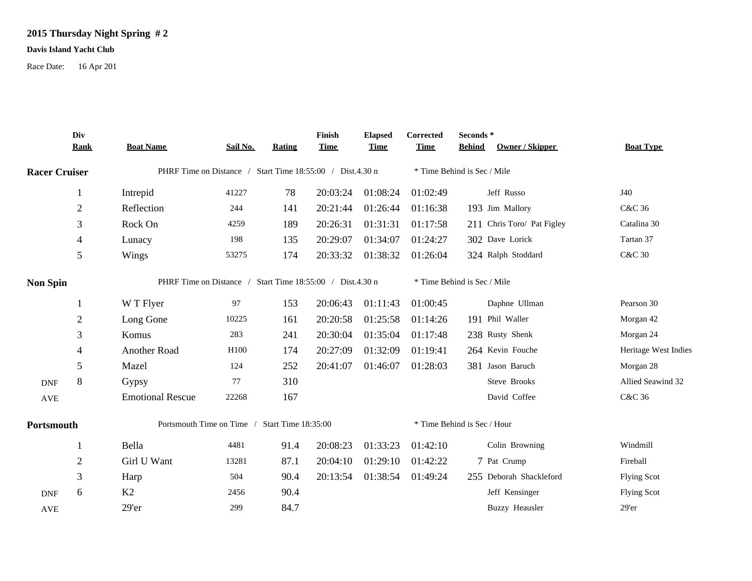## 2015 Thursday Night Spring # 2

**Davis Island Yacht Club**

Race Date: 16 Apr 201

| | Div Rank | Boat Name | Sail No. | Rating | Finish Time | Elapsed Time | Corrected Time | Seconds * Behind | Owner / Skipper | Boat Type |
|---|---|---|---|---|---|---|---|---|---|---|
| **Racer Cruiser** | | PHRF Time on Distance / Start Time 18:55:00 / Dist.4.30 n | | | | | * Time Behind is Sec / Mile | | | |
| | 1 | Intrepid | 41227 | 78 | 20:03:24 | 01:08:24 | 01:02:49 | | Jeff Russo | J40 |
| | 2 | Reflection | 244 | 141 | 20:21:44 | 01:26:44 | 01:16:38 | 193 | Jim Mallory | C&C 36 |
| | 3 | Rock On | 4259 | 189 | 20:26:31 | 01:31:31 | 01:17:58 | 211 | Chris Toro/ Pat Figley | Catalina 30 |
| | 4 | Lunacy | 198 | 135 | 20:29:07 | 01:34:07 | 01:24:27 | 302 | Dave Lorick | Tartan 37 |
| | 5 | Wings | 53275 | 174 | 20:33:32 | 01:38:32 | 01:26:04 | 324 | Ralph Stoddard | C&C 30 |
| **Non Spin** | | PHRF Time on Distance / Start Time 18:55:00 / Dist.4.30 n | | | | | * Time Behind is Sec / Mile | | | |
| | 1 | W T Flyer | 97 | 153 | 20:06:43 | 01:11:43 | 01:00:45 | | Daphne Ullman | Pearson 30 |
| | 2 | Long Gone | 10225 | 161 | 20:20:58 | 01:25:58 | 01:14:26 | 191 | Phil Waller | Morgan 42 |
| | 3 | Komus | 283 | 241 | 20:30:04 | 01:35:04 | 01:17:48 | 238 | Rusty Shenk | Morgan 24 |
| | 4 | Another Road | H100 | 174 | 20:27:09 | 01:32:09 | 01:19:41 | 264 | Kevin Fouche | Heritage West Indies |
| | 5 | Mazel | 124 | 252 | 20:41:07 | 01:46:07 | 01:28:03 | 381 | Jason Baruch | Morgan 28 |
| DNF | 8 | Gypsy | 77 | 310 | | | | | Steve Brooks | Allied Seawind 32 |
| AVE | | Emotional Rescue | 22268 | 167 | | | | | David Coffee | C&C 36 |
| **Portsmouth** | | Portsmouth Time on Time / Start Time 18:35:00 | | | | | * Time Behind is Sec / Hour | | | |
| | 1 | Bella | 4481 | 91.4 | 20:08:23 | 01:33:23 | 01:42:10 | | Colin Browning | Windmill |
| | 2 | Girl U Want | 13281 | 87.1 | 20:04:10 | 01:29:10 | 01:42:22 | 7 | Pat Crump | Fireball |
| | 3 | Harp | 504 | 90.4 | 20:13:54 | 01:38:54 | 01:49:24 | 255 | Deborah Shackleford | Flying Scot |
| DNF | 6 | K2 | 2456 | 90.4 | | | | | Jeff Kensinger | Flying Scot |
| AVE | | 29'er | 299 | 84.7 | | | | | Buzzy Heausler | 29'er |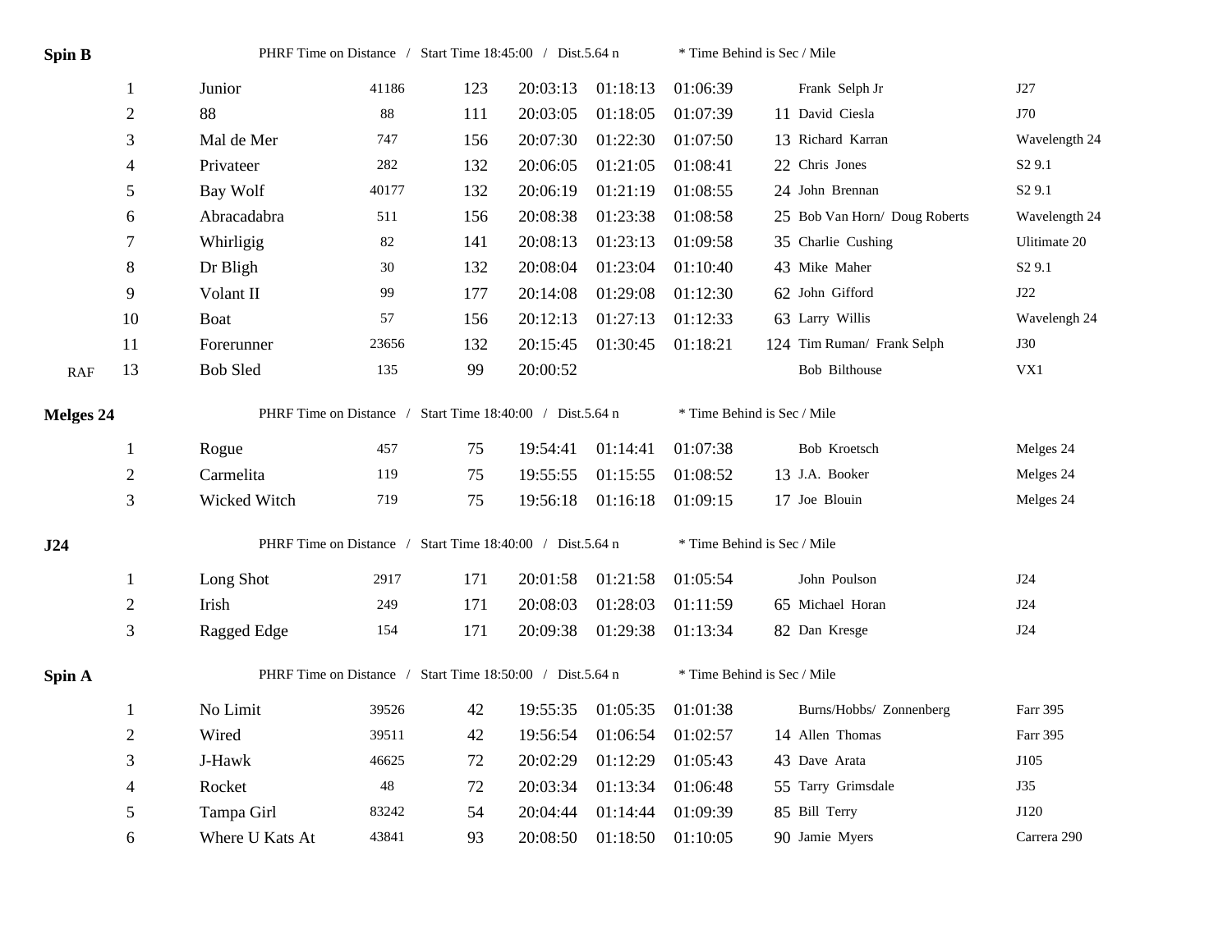**Spin B** PHRF Time on Distance / Start Time 18:45:00 / Dist.5.64 n * Time Behind is Sec / Mile

| | | | | | | | | | | |
|---|---|---|---|---|---|---|---|---|---|---|
| | 1 | Junior | 41186 | 123 | 20:03:13 | 01:18:13 | 01:06:39 | | Frank Selph Jr | J27 |
| | 2 | 88 | 88 | 111 | 20:03:05 | 01:18:05 | 01:07:39 | 11 | David Ciesla | J70 |
| | 3 | Mal de Mer | 747 | 156 | 20:07:30 | 01:22:30 | 01:07:50 | 13 | Richard Karran | Wavelength 24 |
| | 4 | Privateer | 282 | 132 | 20:06:05 | 01:21:05 | 01:08:41 | 22 | Chris Jones | S2 9.1 |
| | 5 | Bay Wolf | 40177 | 132 | 20:06:19 | 01:21:19 | 01:08:55 | 24 | John Brennan | S2 9.1 |
| | 6 | Abracadabra | 511 | 156 | 20:08:38 | 01:23:38 | 01:08:58 | 25 | Bob Van Horn/ Doug Roberts | Wavelength 24 |
| | 7 | Whirligig | 82 | 141 | 20:08:13 | 01:23:13 | 01:09:58 | 35 | Charlie Cushing | Ulitimate 20 |
| | 8 | Dr Bligh | 30 | 132 | 20:08:04 | 01:23:04 | 01:10:40 | 43 | Mike Maher | S2 9.1 |
| | 9 | Volant II | 99 | 177 | 20:14:08 | 01:29:08 | 01:12:30 | 62 | John Gifford | J22 |
| | 10 | Boat | 57 | 156 | 20:12:13 | 01:27:13 | 01:12:33 | 63 | Larry Willis | Wavelengh 24 |
| | 11 | Forerunner | 23656 | 132 | 20:15:45 | 01:30:45 | 01:18:21 | 124 | Tim Ruman/ Frank Selph | J30 |
| RAF | 13 | Bob Sled | 135 | 99 | 20:00:52 | | | | Bob Bilthouse | VX1 |

**Melges 24** PHRF Time on Distance / Start Time 18:40:00 / Dist.5.64 n * Time Behind is Sec / Mile

| | | | | | | | | | |
|---|---|---|---|---|---|---|---|---|---|
| 1 | Rogue | 457 | 75 | 19:54:41 | 01:14:41 | 01:07:38 | | Bob Kroetsch | Melges 24 |
| 2 | Carmelita | 119 | 75 | 19:55:55 | 01:15:55 | 01:08:52 | 13 | J.A. Booker | Melges 24 |
| 3 | Wicked Witch | 719 | 75 | 19:56:18 | 01:16:18 | 01:09:15 | 17 | Joe Blouin | Melges 24 |

**J24** PHRF Time on Distance / Start Time 18:40:00 / Dist.5.64 n * Time Behind is Sec / Mile

| | | | | | | | | | |
|---|---|---|---|---|---|---|---|---|---|
| 1 | Long Shot | 2917 | 171 | 20:01:58 | 01:21:58 | 01:05:54 | | John Poulson | J24 |
| 2 | Irish | 249 | 171 | 20:08:03 | 01:28:03 | 01:11:59 | 65 | Michael Horan | J24 |
| 3 | Ragged Edge | 154 | 171 | 20:09:38 | 01:29:38 | 01:13:34 | 82 | Dan Kresge | J24 |

**Spin A** PHRF Time on Distance / Start Time 18:50:00 / Dist.5.64 n * Time Behind is Sec / Mile

| | | | | | | | | | |
|---|---|---|---|---|---|---|---|---|---|
| 1 | No Limit | 39526 | 42 | 19:55:35 | 01:05:35 | 01:01:38 | | Burns/Hobbs/ Zonnenberg | Farr 395 |
| 2 | Wired | 39511 | 42 | 19:56:54 | 01:06:54 | 01:02:57 | 14 | Allen Thomas | Farr 395 |
| 3 | J-Hawk | 46625 | 72 | 20:02:29 | 01:12:29 | 01:05:43 | 43 | Dave Arata | J105 |
| 4 | Rocket | 48 | 72 | 20:03:34 | 01:13:34 | 01:06:48 | 55 | Tarry Grimsdale | J35 |
| 5 | Tampa Girl | 83242 | 54 | 20:04:44 | 01:14:44 | 01:09:39 | 85 | Bill Terry | J120 |
| 6 | Where U Kats At | 43841 | 93 | 20:08:50 | 01:18:50 | 01:10:05 | 90 | Jamie Myers | Carrera 290 |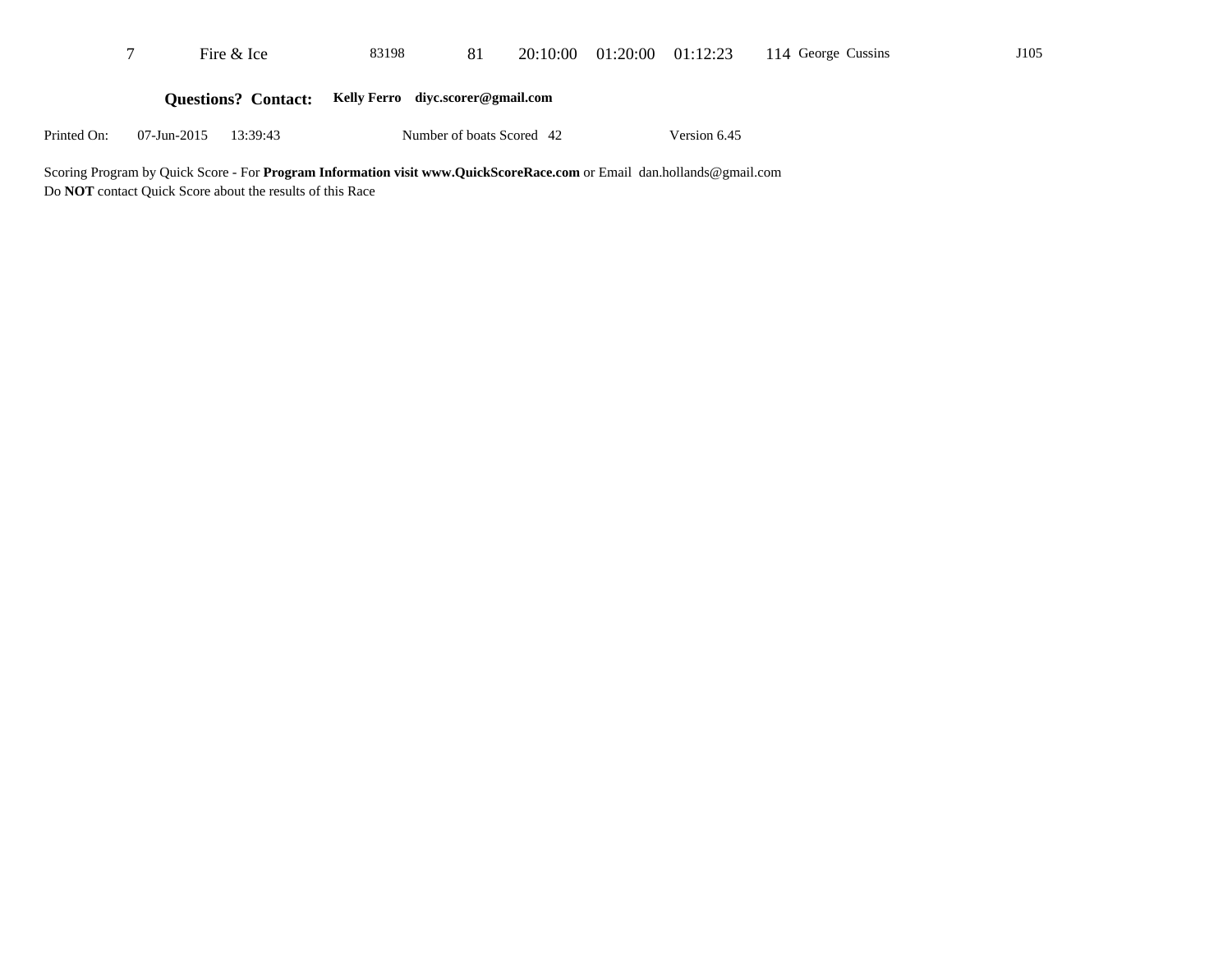| | | | | | | | | | |
|---|---|---|---|---|---|---|---|---|---|
| 7 | Fire & Ice | 83198 | 81 | 20:10:00 | 01:20:00 | 01:12:23 | 114 | George Cussins | J105 |

**Questions? Contact:** **Kelly Ferro diyc.scorer@gmail.com**

Printed On: 07-Jun-2015 13:39:43 Number of boats Scored 42 Version 6.45

Scoring Program by Quick Score - For **Program Information visit www.QuickScoreRace.com** or Email dan.hollands@gmail.com
Do **NOT** contact Quick Score about the results of this Race